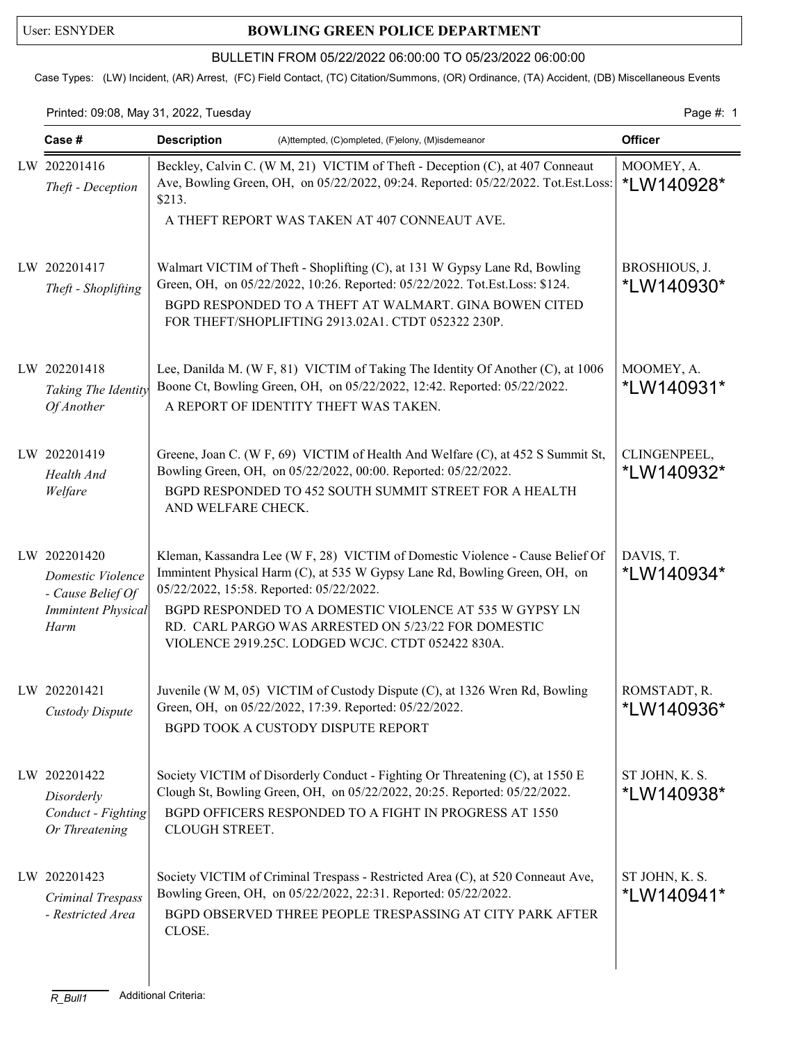User: ESNYDER

# BOWLING GREEN POLICE DEPARTMENT

## BULLETIN FROM 05/22/2022 06:00:00 TO 05/23/2022 06:00:00

Case Types: (LW) Incident, (AR) Arrest, (FC) Field Contact, (TC) Citation/Summons, (OR) Ordinance, (TA) Accident, (DB) Miscellaneous Events

Printed: 09:08, May 31, 2022, Tuesday

| Case # | Description (A)ttempted, (C)ompleted, (F)elony, (M)isdemeanor | Officer |
|---|---|---|
| LW 202201416 *Theft - Deception* | Beckley, Calvin C. (W M, 21) VICTIM of Theft - Deception (C), at 407 Conneaut Ave, Bowling Green, OH, on 05/22/2022, 09:24. Reported: 05/22/2022. Tot.Est.Loss: $213.<br>A THEFT REPORT WAS TAKEN AT 407 CONNEAUT AVE. | MOOMEY, A. *LW140928* |
| LW 202201417 *Theft - Shoplifting* | Walmart VICTIM of Theft - Shoplifting (C), at 131 W Gypsy Lane Rd, Bowling Green, OH, on 05/22/2022, 10:26. Reported: 05/22/2022. Tot.Est.Loss: $124.<br>BGPD RESPONDED TO A THEFT AT WALMART. GINA BOWEN CITED FOR THEFT/SHOPLIFTING 2913.02A1. CTDT 052322 230P. | BROSHIOUS, J. *LW140930* |
| LW 202201418 *Taking The Identity Of Another* | Lee, Danilda M. (W F, 81) VICTIM of Taking The Identity Of Another (C), at 1006 Boone Ct, Bowling Green, OH, on 05/22/2022, 12:42. Reported: 05/22/2022.<br>A REPORT OF IDENTITY THEFT WAS TAKEN. | MOOMEY, A. *LW140931* |
| LW 202201419 *Health And Welfare* | Greene, Joan C. (W F, 69) VICTIM of Health And Welfare (C), at 452 S Summit St, Bowling Green, OH, on 05/22/2022, 00:00. Reported: 05/22/2022.<br>BGPD RESPONDED TO 452 SOUTH SUMMIT STREET FOR A HEALTH AND WELFARE CHECK. | CLINGENPEEL, *LW140932* |
| LW 202201420 *Domestic Violence - Cause Belief Of Immintent Physical Harm* | Kleman, Kassandra Lee (W F, 28) VICTIM of Domestic Violence - Cause Belief Of Immintent Physical Harm (C), at 535 W Gypsy Lane Rd, Bowling Green, OH, on 05/22/2022, 15:58. Reported: 05/22/2022.<br>BGPD RESPONDED TO A DOMESTIC VIOLENCE AT 535 W GYPSY LN RD. CARL PARGO WAS ARRESTED ON 5/23/22 FOR DOMESTIC VIOLENCE 2919.25C. LODGED WCJC. CTDT 052422 830A. | DAVIS, T. *LW140934* |
| LW 202201421 *Custody Dispute* | Juvenile (W M, 05) VICTIM of Custody Dispute (C), at 1326 Wren Rd, Bowling Green, OH, on 05/22/2022, 17:39. Reported: 05/22/2022.<br>BGPD TOOK A CUSTODY DISPUTE REPORT | ROMSTADT, R. *LW140936* |
| LW 202201422 *Disorderly Conduct - Fighting Or Threatening* | Society VICTIM of Disorderly Conduct - Fighting Or Threatening (C), at 1550 E Clough St, Bowling Green, OH, on 05/22/2022, 20:25. Reported: 05/22/2022.<br>BGPD OFFICERS RESPONDED TO A FIGHT IN PROGRESS AT 1550 CLOUGH STREET. | ST JOHN, K. S. *LW140938* |
| LW 202201423 *Criminal Trespass - Restricted Area* | Society VICTIM of Criminal Trespass - Restricted Area (C), at 520 Conneaut Ave, Bowling Green, OH, on 05/22/2022, 22:31. Reported: 05/22/2022.<br>BGPD OBSERVED THREE PEOPLE TRESPASSING AT CITY PARK AFTER CLOSE. | ST JOHN, K. S. *LW140941* |

R_Bull1 Additional Criteria: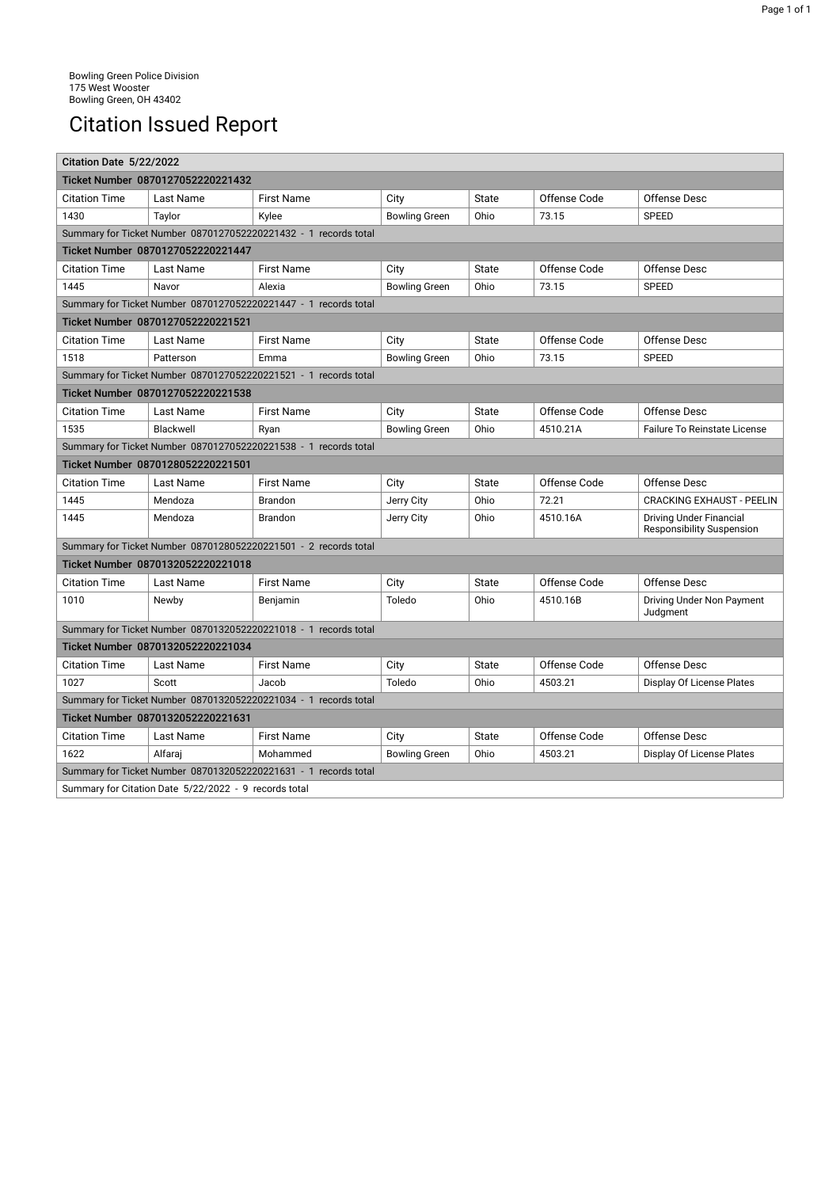Bowling Green Police Division
175 West Wooster
Bowling Green, OH 43402

# Citation Issued Report

| Citation Time | Last Name | First Name | City | State | Offense Code | Offense Desc |
|---|---|---|---|---|---|---|
| **Citation Date 5/22/2022** | | | | | | |
| **Ticket Number 0870127052220221432** | | | | | | |
| 1430 | Taylor | Kylee | Bowling Green | Ohio | 73.15 | SPEED |
| Summary for Ticket Number 0870127052220221432 - 1 records total | | | | | | |
| **Ticket Number 0870127052220221447** | | | | | | |
| 1445 | Navor | Alexia | Bowling Green | Ohio | 73.15 | SPEED |
| Summary for Ticket Number 0870127052220221447 - 1 records total | | | | | | |
| **Ticket Number 0870127052220221521** | | | | | | |
| 1518 | Patterson | Emma | Bowling Green | Ohio | 73.15 | SPEED |
| Summary for Ticket Number 0870127052220221521 - 1 records total | | | | | | |
| **Ticket Number 0870127052220221538** | | | | | | |
| 1535 | Blackwell | Ryan | Bowling Green | Ohio | 4510.21A | Failure To Reinstate License |
| Summary for Ticket Number 0870127052220221538 - 1 records total | | | | | | |
| **Ticket Number 0870128052220221501** | | | | | | |
| 1445 | Mendoza | Brandon | Jerry City | Ohio | 72.21 | CRACKING EXHAUST - PEELIN |
| 1445 | Mendoza | Brandon | Jerry City | Ohio | 4510.16A | Driving Under Financial Responsibility Suspension |
| Summary for Ticket Number 0870128052220221501 - 2 records total | | | | | | |
| **Ticket Number 0870132052220221018** | | | | | | |
| 1010 | Newby | Benjamin | Toledo | Ohio | 4510.16B | Driving Under Non Payment Judgment |
| Summary for Ticket Number 0870132052220221018 - 1 records total | | | | | | |
| **Ticket Number 0870132052220221034** | | | | | | |
| 1027 | Scott | Jacob | Toledo | Ohio | 4503.21 | Display Of License Plates |
| Summary for Ticket Number 0870132052220221034 - 1 records total | | | | | | |
| **Ticket Number 0870132052220221631** | | | | | | |
| 1622 | Alfaraj | Mohammed | Bowling Green | Ohio | 4503.21 | Display Of License Plates |
| Summary for Ticket Number 0870132052220221631 - 1 records total | | | | | | |
| Summary for Citation Date 5/22/2022 - 9 records total | | | | | | |